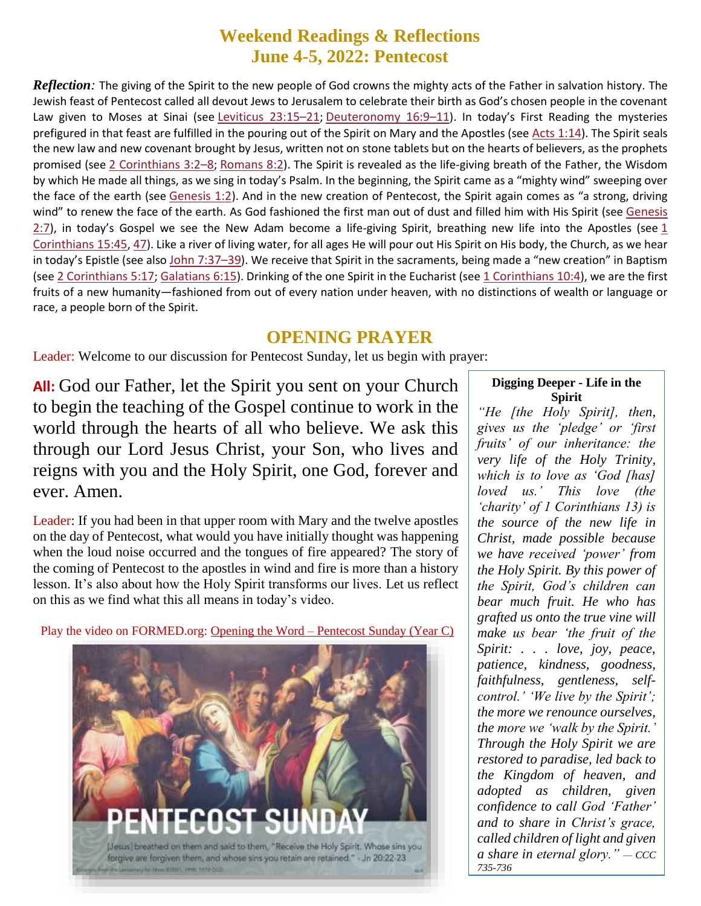# Weekend Readings & Reflections
# June 4-5, 2022: Pentecost

***Reflection:*** The giving of the Spirit to the new people of God crowns the mighty acts of the Father in salvation history. The Jewish feast of Pentecost called all devout Jews to Jerusalem to celebrate their birth as God's chosen people in the covenant Law given to Moses at Sinai (see Leviticus 23:15–21; Deuteronomy 16:9–11). In today's First Reading the mysteries prefigured in that feast are fulfilled in the pouring out of the Spirit on Mary and the Apostles (see Acts 1:14). The Spirit seals the new law and new covenant brought by Jesus, written not on stone tablets but on the hearts of believers, as the prophets promised (see 2 Corinthians 3:2–8; Romans 8:2). The Spirit is revealed as the life-giving breath of the Father, the Wisdom by which He made all things, as we sing in today's Psalm. In the beginning, the Spirit came as a "mighty wind" sweeping over the face of the earth (see Genesis 1:2). And in the new creation of Pentecost, the Spirit again comes as "a strong, driving wind" to renew the face of the earth. As God fashioned the first man out of dust and filled him with His Spirit (see Genesis 2:7), in today's Gospel we see the New Adam become a life-giving Spirit, breathing new life into the Apostles (see 1 Corinthians 15:45, 47). Like a river of living water, for all ages He will pour out His Spirit on His body, the Church, as we hear in today's Epistle (see also John 7:37–39). We receive that Spirit in the sacraments, being made a "new creation" in Baptism (see 2 Corinthians 5:17; Galatians 6:15). Drinking of the one Spirit in the Eucharist (see 1 Corinthians 10:4), we are the first fruits of a new humanity—fashioned from out of every nation under heaven, with no distinctions of wealth or language or race, a people born of the Spirit.

## OPENING PRAYER

Leader: Welcome to our discussion for Pentecost Sunday, let us begin with prayer:

**All:** God our Father, let the Spirit you sent on your Church to begin the teaching of the Gospel continue to work in the world through the hearts of all who believe. We ask this through our Lord Jesus Christ, your Son, who lives and reigns with you and the Holy Spirit, one God, forever and ever. Amen.

Leader: If you had been in that upper room with Mary and the twelve apostles on the day of Pentecost, what would you have initially thought was happening when the loud noise occurred and the tongues of fire appeared? The story of the coming of Pentecost to the apostles in wind and fire is more than a history lesson. It's also about how the Holy Spirit transforms our lives. Let us reflect on this as we find what this all means in today's video.

Play the video on FORMED.org: Opening the Word – Pentecost Sunday (Year C)

PENTECOST SUNDAY

[Jesus] breathed on them and said to them, "Receive the Holy Spirit. Whose sins you forgive are forgiven them, and whose sins you retain are retained." - Jn 20:22-23

**Digging Deeper - Life in the Spirit**

*"He [the Holy Spirit], then, gives us the 'pledge' or 'first fruits' of our inheritance: the very life of the Holy Trinity, which is to love as 'God [has] loved us.' This love (the 'charity' of 1 Corinthians 13) is the source of the new life in Christ, made possible because we have received 'power' from the Holy Spirit. By this power of the Spirit, God's children can bear much fruit. He who has grafted us onto the true vine will make us bear 'the fruit of the Spirit: . . . love, joy, peace, patience, kindness, goodness, faithfulness, gentleness, self-control.' 'We live by the Spirit'; the more we renounce ourselves, the more we 'walk by the Spirit.' Through the Holy Spirit we are restored to paradise, led back to the Kingdom of heaven, and adopted as children, given confidence to call God 'Father' and to share in Christ's grace, called children of light and given a share in eternal glory."* — CCC 735-736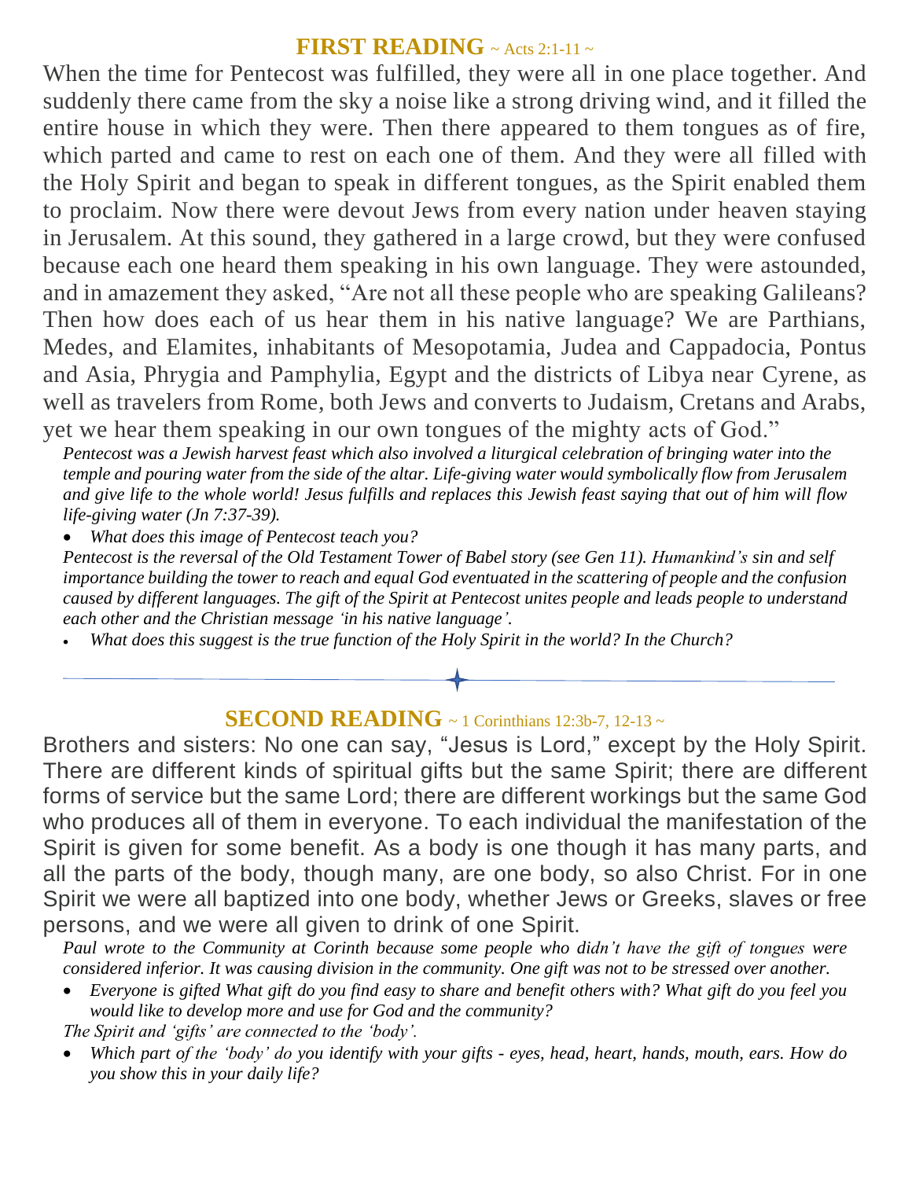## **FIRST READING** ~ Acts 2:1-11 ~

When the time for Pentecost was fulfilled, they were all in one place together. And suddenly there came from the sky a noise like a strong driving wind, and it filled the entire house in which they were. Then there appeared to them tongues as of fire, which parted and came to rest on each one of them. And they were all filled with the Holy Spirit and began to speak in different tongues, as the Spirit enabled them to proclaim. Now there were devout Jews from every nation under heaven staying in Jerusalem. At this sound, they gathered in a large crowd, but they were confused because each one heard them speaking in his own language. They were astounded, and in amazement they asked, "Are not all these people who are speaking Galileans? Then how does each of us hear them in his native language? We are Parthians, Medes, and Elamites, inhabitants of Mesopotamia, Judea and Cappadocia, Pontus and Asia, Phrygia and Pamphylia, Egypt and the districts of Libya near Cyrene, as well as travelers from Rome, both Jews and converts to Judaism, Cretans and Arabs, yet we hear them speaking in our own tongues of the mighty acts of God."

*Pentecost was a Jewish harvest feast which also involved a liturgical celebration of bringing water into the temple and pouring water from the side of the altar. Life-giving water would symbolically flow from Jerusalem and give life to the whole world! Jesus fulfills and replaces this Jewish feast saying that out of him will flow life-giving water (Jn 7:37-39).*

- *What does this image of Pentecost teach you?*

*Pentecost is the reversal of the Old Testament Tower of Babel story (see Gen 11). Humankind's sin and self importance building the tower to reach and equal God eventuated in the scattering of people and the confusion caused by different languages. The gift of the Spirit at Pentecost unites people and leads people to understand each other and the Christian message 'in his native language'.*

- *What does this suggest is the true function of the Holy Spirit in the world? In the Church?*

---

## **SECOND READING** ~ 1 Corinthians 12:3b-7, 12-13 ~

Brothers and sisters: No one can say, "Jesus is Lord," except by the Holy Spirit. There are different kinds of spiritual gifts but the same Spirit; there are different forms of service but the same Lord; there are different workings but the same God who produces all of them in everyone. To each individual the manifestation of the Spirit is given for some benefit. As a body is one though it has many parts, and all the parts of the body, though many, are one body, so also Christ. For in one Spirit we were all baptized into one body, whether Jews or Greeks, slaves or free persons, and we were all given to drink of one Spirit.

*Paul wrote to the Community at Corinth because some people who didn't have the gift of tongues were considered inferior. It was causing division in the community. One gift was not to be stressed over another.*

- *Everyone is gifted What gift do you find easy to share and benefit others with? What gift do you feel you would like to develop more and use for God and the community?*

*The Spirit and 'gifts' are connected to the 'body'.*

- *Which part of the 'body' do you identify with your gifts - eyes, head, heart, hands, mouth, ears. How do you show this in your daily life?*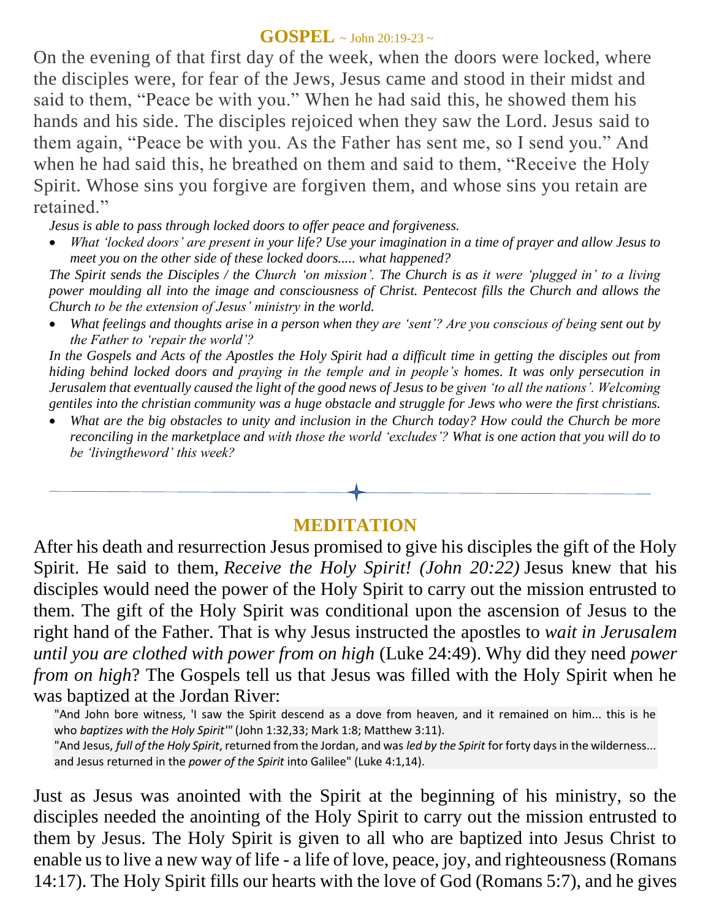## GOSPEL ~ John 20:19-23 ~

On the evening of that first day of the week, when the doors were locked, where the disciples were, for fear of the Jews, Jesus came and stood in their midst and said to them, "Peace be with you." When he had said this, he showed them his hands and his side. The disciples rejoiced when they saw the Lord. Jesus said to them again, "Peace be with you. As the Father has sent me, so I send you." And when he had said this, he breathed on them and said to them, "Receive the Holy Spirit. Whose sins you forgive are forgiven them, and whose sins you retain are retained."

*Jesus is able to pass through locked doors to offer peace and forgiveness.*

- *What 'locked doors' are present in your life? Use your imagination in a time of prayer and allow Jesus to meet you on the other side of these locked doors..... what happened?*

*The Spirit sends the Disciples / the Church 'on mission'. The Church is as it were 'plugged in' to a living power moulding all into the image and consciousness of Christ. Pentecost fills the Church and allows the Church to be the extension of Jesus' ministry in the world.*

- *What feelings and thoughts arise in a person when they are 'sent'? Are you conscious of being sent out by the Father to 'repair the world'?*

*In the Gospels and Acts of the Apostles the Holy Spirit had a difficult time in getting the disciples out from hiding behind locked doors and praying in the temple and in people's homes. It was only persecution in Jerusalem that eventually caused the light of the good news of Jesus to be given 'to all the nations'. Welcoming gentiles into the christian community was a huge obstacle and struggle for Jews who were the first christians.*

- *What are the big obstacles to unity and inclusion in the Church today? How could the Church be more reconciling in the marketplace and with those the world 'excludes'? What is one action that you will do to be 'livingtheword' this week?*

---

## MEDITATION

After his death and resurrection Jesus promised to give his disciples the gift of the Holy Spirit. He said to them, *Receive the Holy Spirit! (John 20:22)* Jesus knew that his disciples would need the power of the Holy Spirit to carry out the mission entrusted to them. The gift of the Holy Spirit was conditional upon the ascension of Jesus to the right hand of the Father. That is why Jesus instructed the apostles to *wait in Jerusalem until you are clothed with power from on high* (Luke 24:49). Why did they need *power from on high*? The Gospels tell us that Jesus was filled with the Holy Spirit when he was baptized at the Jordan River:

> "And John bore witness, 'I saw the Spirit descend as a dove from heaven, and it remained on him... this is he who *baptizes with the Holy Spirit*'" (John 1:32,33; Mark 1:8; Matthew 3:11).
> "And Jesus, *full of the Holy Spirit*, returned from the Jordan, and was *led by the Spirit* for forty days in the wilderness... and Jesus returned in the *power of the Spirit* into Galilee" (Luke 4:1,14).

Just as Jesus was anointed with the Spirit at the beginning of his ministry, so the disciples needed the anointing of the Holy Spirit to carry out the mission entrusted to them by Jesus. The Holy Spirit is given to all who are baptized into Jesus Christ to enable us to live a new way of life - a life of love, peace, joy, and righteousness (Romans 14:17). The Holy Spirit fills our hearts with the love of God (Romans 5:7), and he gives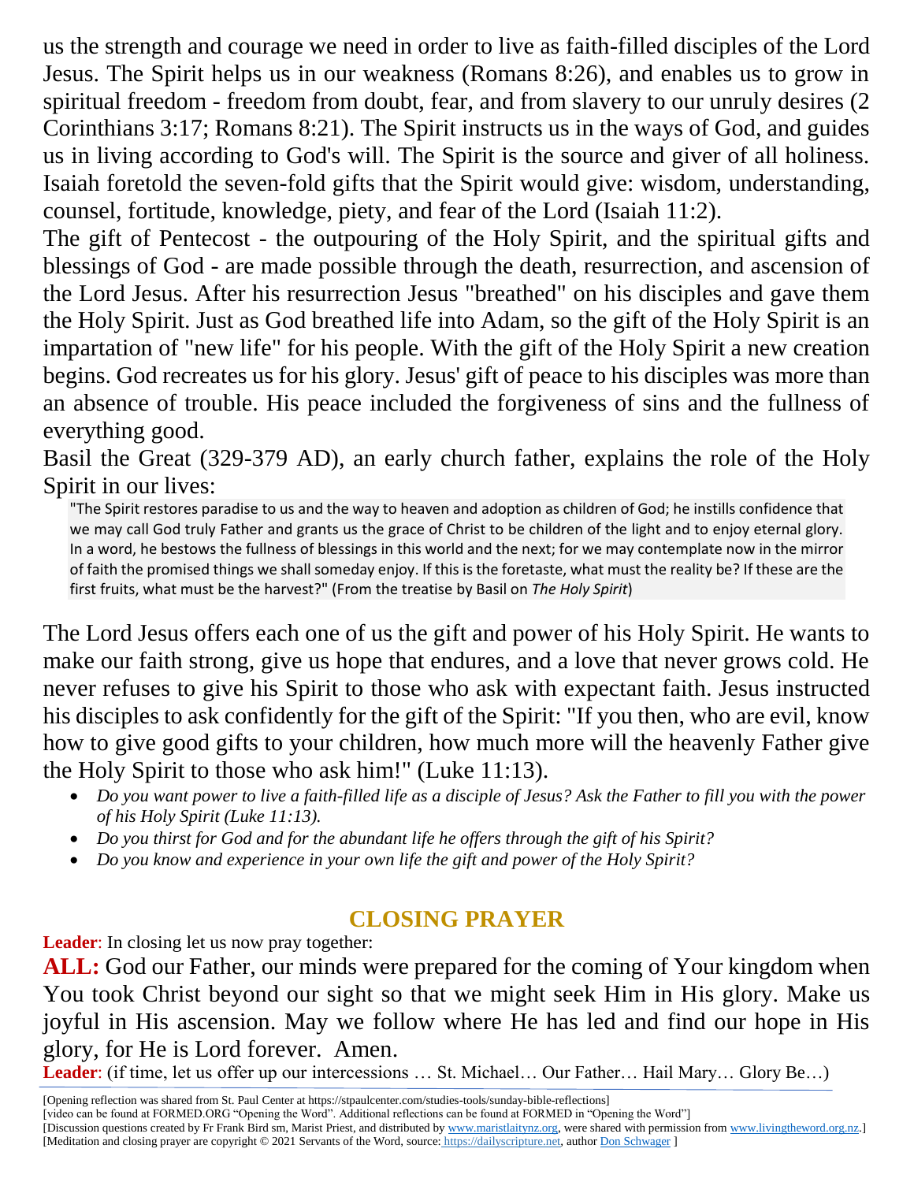us the strength and courage we need in order to live as faith-filled disciples of the Lord Jesus. The Spirit helps us in our weakness (Romans 8:26), and enables us to grow in spiritual freedom - freedom from doubt, fear, and from slavery to our unruly desires (2 Corinthians 3:17; Romans 8:21). The Spirit instructs us in the ways of God, and guides us in living according to God's will. The Spirit is the source and giver of all holiness. Isaiah foretold the seven-fold gifts that the Spirit would give: wisdom, understanding, counsel, fortitude, knowledge, piety, and fear of the Lord (Isaiah 11:2).

The gift of Pentecost - the outpouring of the Holy Spirit, and the spiritual gifts and blessings of God - are made possible through the death, resurrection, and ascension of the Lord Jesus. After his resurrection Jesus "breathed" on his disciples and gave them the Holy Spirit. Just as God breathed life into Adam, so the gift of the Holy Spirit is an impartation of "new life" for his people. With the gift of the Holy Spirit a new creation begins. God recreates us for his glory. Jesus' gift of peace to his disciples was more than an absence of trouble. His peace included the forgiveness of sins and the fullness of everything good.

Basil the Great (329-379 AD), an early church father, explains the role of the Holy Spirit in our lives:

> "The Spirit restores paradise to us and the way to heaven and adoption as children of God; he instills confidence that we may call God truly Father and grants us the grace of Christ to be children of the light and to enjoy eternal glory. In a word, he bestows the fullness of blessings in this world and the next; for we may contemplate now in the mirror of faith the promised things we shall someday enjoy. If this is the foretaste, what must the reality be? If these are the first fruits, what must be the harvest?" (From the treatise by Basil on *The Holy Spirit*)

The Lord Jesus offers each one of us the gift and power of his Holy Spirit. He wants to make our faith strong, give us hope that endures, and a love that never grows cold. He never refuses to give his Spirit to those who ask with expectant faith. Jesus instructed his disciples to ask confidently for the gift of the Spirit: "If you then, who are evil, know how to give good gifts to your children, how much more will the heavenly Father give the Holy Spirit to those who ask him!" (Luke 11:13).

- *Do you want power to live a faith-filled life as a disciple of Jesus? Ask the Father to fill you with the power of his Holy Spirit (Luke 11:13).*
- *Do you thirst for God and for the abundant life he offers through the gift of his Spirit?*
- *Do you know and experience in your own life the gift and power of the Holy Spirit?*

## CLOSING PRAYER

**Leader**: In closing let us now pray together:

**ALL:** God our Father, our minds were prepared for the coming of Your kingdom when You took Christ beyond our sight so that we might seek Him in His glory. Make us joyful in His ascension. May we follow where He has led and find our hope in His glory, for He is Lord forever. Amen.

**Leader**: (if time, let us offer up our intercessions … St. Michael… Our Father… Hail Mary… Glory Be…)

[Opening reflection was shared from St. Paul Center at https://stpaulcenter.com/studies-tools/sunday-bible-reflections]
[video can be found at FORMED.ORG "Opening the Word". Additional reflections can be found at FORMED in "Opening the Word"]
[Discussion questions created by Fr Frank Bird sm, Marist Priest, and distributed by www.maristlaitynz.org, were shared with permission from www.livingtheword.org.nz.]
[Meditation and closing prayer are copyright © 2021 Servants of the Word, source: https://dailyscripture.net, author Don Schwager ]